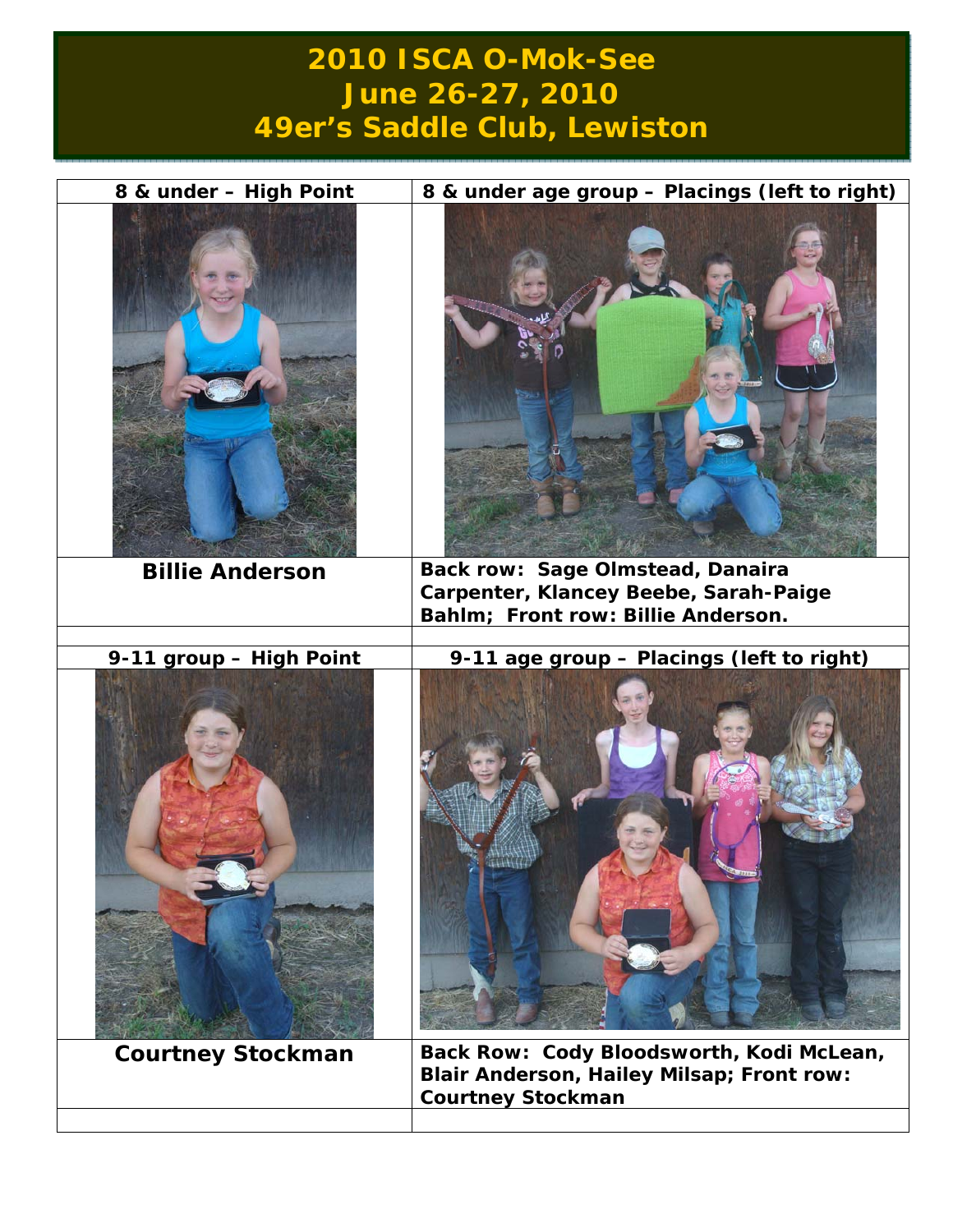# 2010 ISCA O-Mok-See
# June 26-27, 2010
# 49er's Saddle Club, Lewiston

| 8 & under – High Point | 8 & under age group – Placings (left to right) |
| --- | --- |
| | |
| **Billie Anderson** | **Back row: Sage Olmstead, Danaira Carpenter, Klancey Beebe, Sarah-Paige Bahlm; Front row: Billie Anderson.** |
| | |
| **9-11 group – High Point** | **9-11 age group – Placings (left to right)** |
| | |
| **Courtney Stockman** | **Back Row: Cody Bloodsworth, Kodi McLean, Blair Anderson, Hailey Milsap; Front row: Courtney Stockman** |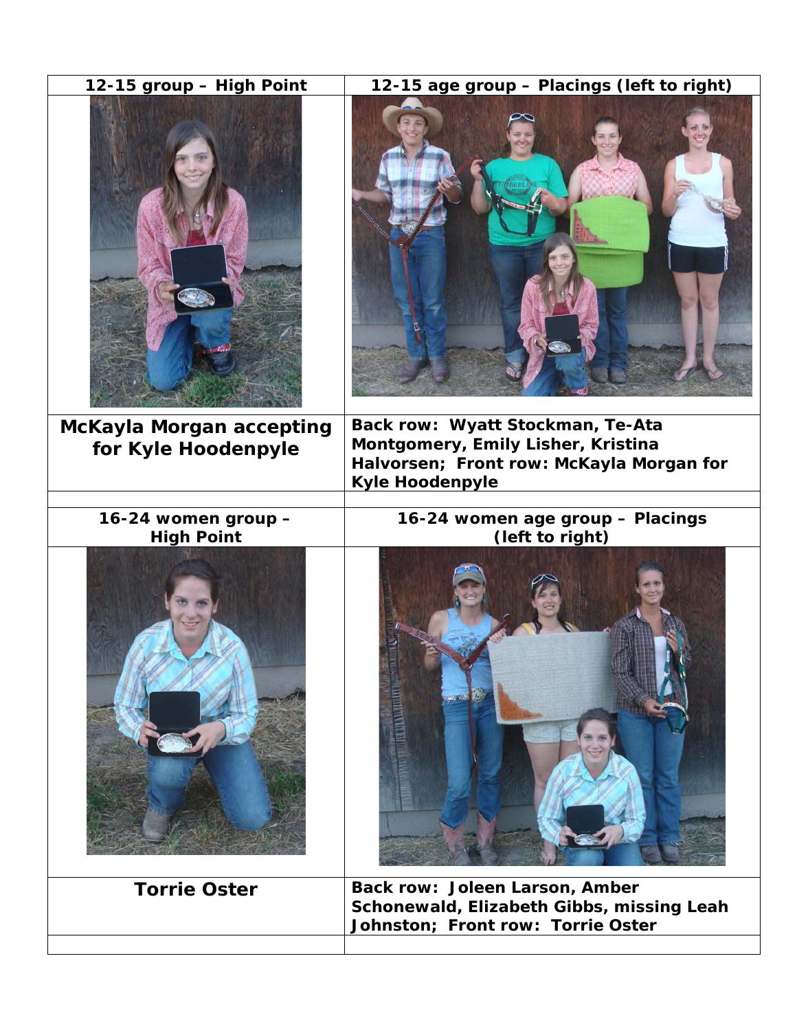| 12-15 group – High Point | 12-15 age group – Placings (left to right) |
| --- | --- |
| | |
| **McKayla Morgan accepting for Kyle Hoodenpyle** | **Back row: Wyatt Stockman, Te-Ata Montgomery, Emily Lisher, Kristina Halvorsen; Front row: McKayla Morgan for Kyle Hoodenpyle** |
| | |
| **16-24 women group – High Point** | **16-24 women age group – Placings (left to right)** |
| | |
| **Torrie Oster** | **Back row: Joleen Larson, Amber Schonewald, Elizabeth Gibbs, missing Leah Johnston; Front row: Torrie Oster** |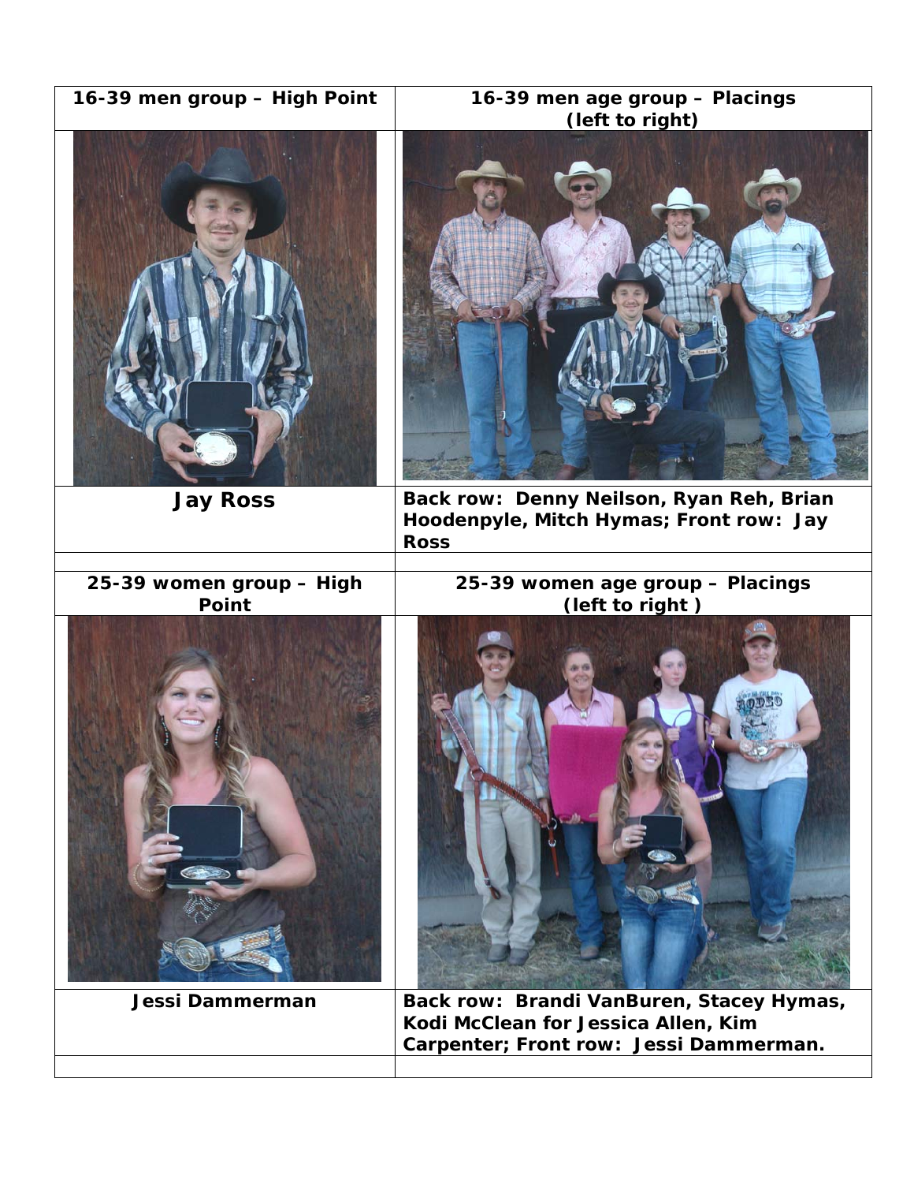| 16-39 men group – High Point | 16-39 men age group – Placings (left to right) |
| --- | --- |
| | |
| **Jay Ross** | Back row: Denny Neilson, Ryan Reh, Brian Hoodenpyle, Mitch Hymas; Front row: Jay Ross |
| | |
| **25-39 women group – High Point** | **25-39 women age group – Placings (left to right )** |
| | |
| Jessi Dammerman | Back row: Brandi VanBuren, Stacey Hymas, Kodi McClean for Jessica Allen, Kim Carpenter; Front row: Jessi Dammerman. |
| | |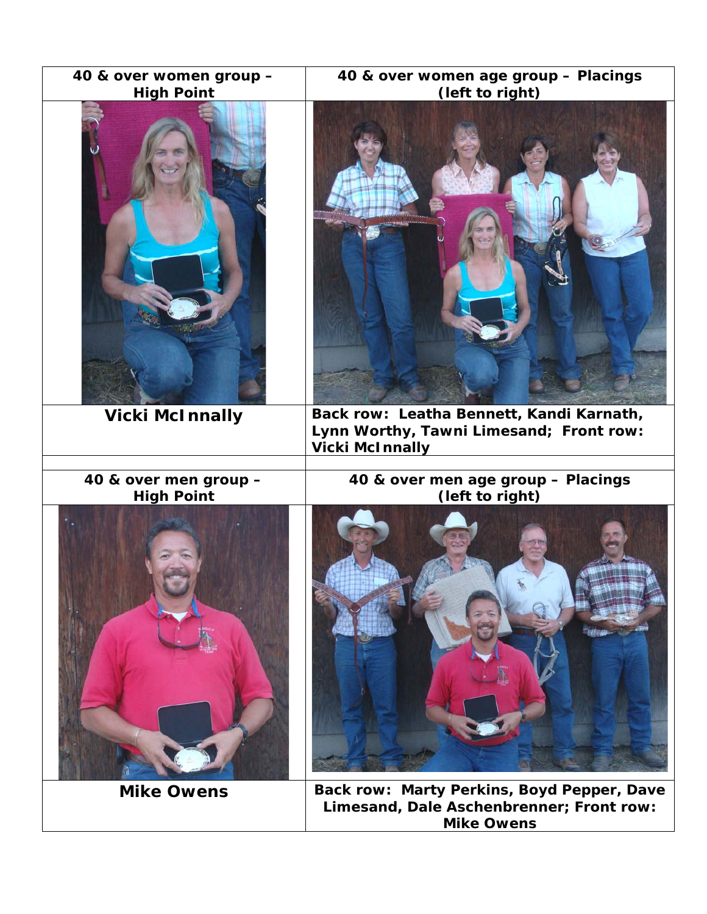| 40 & over women group – High Point | 40 & over women age group – Placings (left to right) |
| --- | --- |
| | |
| **Vicki McInnally** | **Back row: Leatha Bennett, Kandi Karnath, Lynn Worthy, Tawni Limesand; Front row: Vicki McInnally** |

| 40 & over men group – High Point | 40 & over men age group – Placings (left to right) |
| --- | --- |
| | |
| **Mike Owens** | **Back row: Marty Perkins, Boyd Pepper, Dave Limesand, Dale Aschenbrenner; Front row: Mike Owens** |